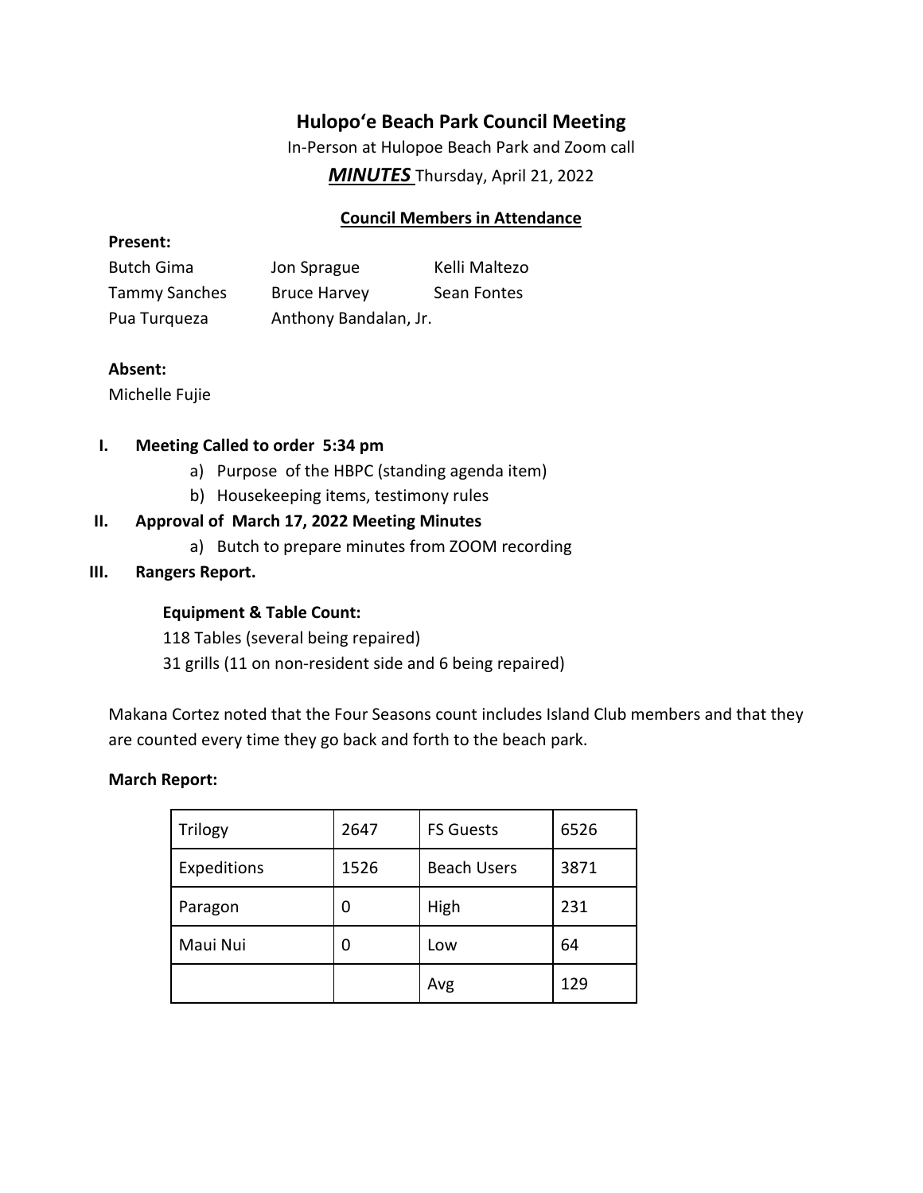# Hulopo'e Beach Park Council Meeting

In-Person at Hulopoe Beach Park and Zoom call

***MINUTES*** Thursday, April 21, 2022

## Council Members in Attendance

**Present:**

Butch Gima  
Jon Sprague  
Kelli Maltezo  
Tammy Sanches  
Bruce Harvey  
Sean Fontes  
Pua Turqueza  
Anthony Bandalan, Jr.

**Absent:**

Michelle Fujie

**I. Meeting Called to order 5:34 pm**

a) Purpose of the HBPC (standing agenda item)  
b) Housekeeping items, testimony rules

**II. Approval of March 17, 2022 Meeting Minutes**

a) Butch to prepare minutes from ZOOM recording

**III. Rangers Report.**

**Equipment & Table Count:**

118 Tables (several being repaired)  
31 grills (11 on non-resident side and 6 being repaired)

Makana Cortez noted that the Four Seasons count includes Island Club members and that they are counted every time they go back and forth to the beach park.

**March Report:**

| Trilogy | 2647 | FS Guests | 6526 |
|---|---|---|---|
| Expeditions | 1526 | Beach Users | 3871 |
| Paragon | 0 | High | 231 |
| Maui Nui | 0 | Low | 64 |
| | | Avg | 129 |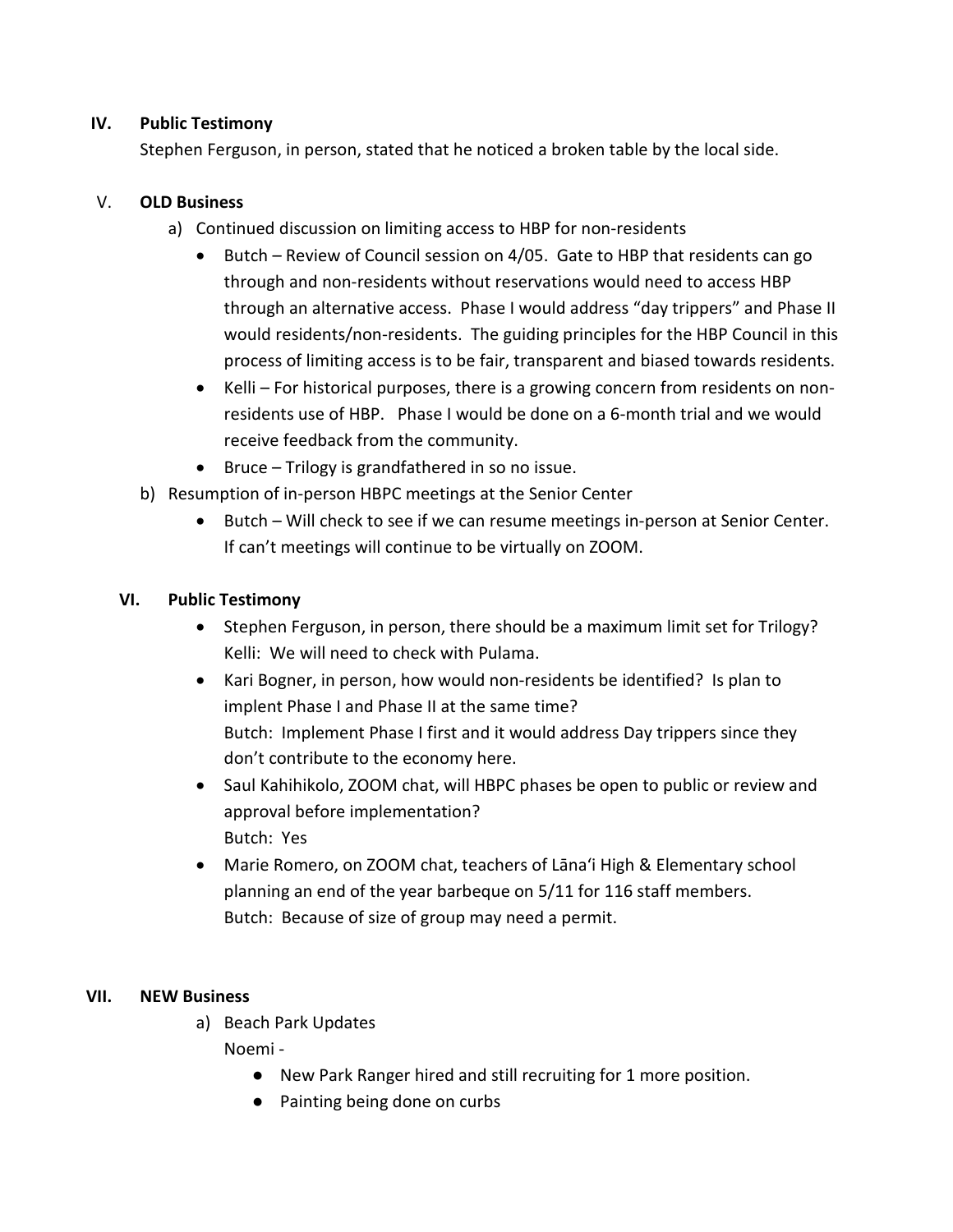**IV. Public Testimony**

Stephen Ferguson, in person, stated that he noticed a broken table by the local side.

**V. OLD Business**

a) Continued discussion on limiting access to HBP for non-residents

- Butch – Review of Council session on 4/05. Gate to HBP that residents can go through and non-residents without reservations would need to access HBP through an alternative access. Phase I would address "day trippers" and Phase II would residents/non-residents. The guiding principles for the HBP Council in this process of limiting access is to be fair, transparent and biased towards residents.
- Kelli – For historical purposes, there is a growing concern from residents on non-residents use of HBP. Phase I would be done on a 6-month trial and we would receive feedback from the community.
- Bruce – Trilogy is grandfathered in so no issue.

b) Resumption of in-person HBPC meetings at the Senior Center

- Butch – Will check to see if we can resume meetings in-person at Senior Center. If can't meetings will continue to be virtually on ZOOM.

**VI. Public Testimony**

- Stephen Ferguson, in person, there should be a maximum limit set for Trilogy?
  Kelli: We will need to check with Pulama.
- Kari Bogner, in person, how would non-residents be identified? Is plan to implent Phase I and Phase II at the same time?
  Butch: Implement Phase I first and it would address Day trippers since they don't contribute to the economy here.
- Saul Kahihikolo, ZOOM chat, will HBPC phases be open to public or review and approval before implementation?
  Butch: Yes
- Marie Romero, on ZOOM chat, teachers of Lānaʻi High & Elementary school planning an end of the year barbeque on 5/11 for 116 staff members.
  Butch: Because of size of group may need a permit.

**VII. NEW Business**

a) Beach Park Updates

Noemi -

- New Park Ranger hired and still recruiting for 1 more position.
- Painting being done on curbs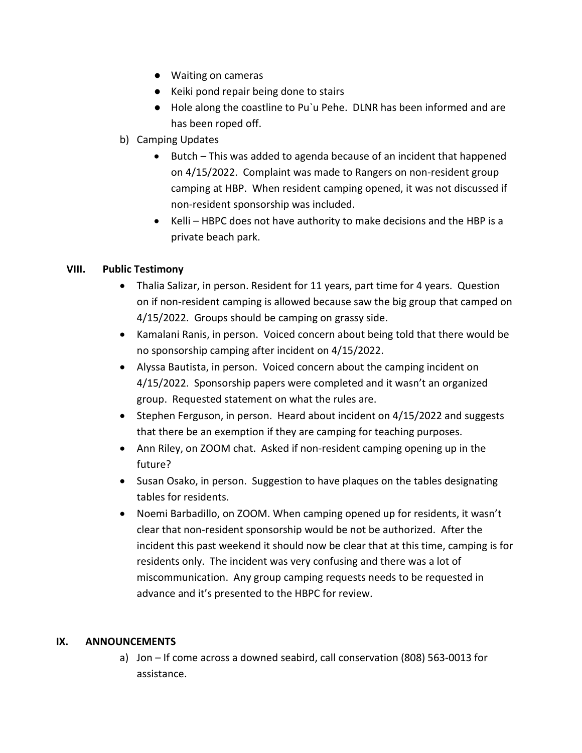- Waiting on cameras
- Keiki pond repair being done to stairs
- Hole along the coastline to Pu`u Pehe. DLNR has been informed and are has been roped off.

b) Camping Updates

- Butch – This was added to agenda because of an incident that happened on 4/15/2022. Complaint was made to Rangers on non-resident group camping at HBP. When resident camping opened, it was not discussed if non-resident sponsorship was included.
- Kelli – HBPC does not have authority to make decisions and the HBP is a private beach park.

## VIII. Public Testimony

- Thalia Salizar, in person. Resident for 11 years, part time for 4 years. Question on if non-resident camping is allowed because saw the big group that camped on 4/15/2022. Groups should be camping on grassy side.
- Kamalani Ranis, in person. Voiced concern about being told that there would be no sponsorship camping after incident on 4/15/2022.
- Alyssa Bautista, in person. Voiced concern about the camping incident on 4/15/2022. Sponsorship papers were completed and it wasn't an organized group. Requested statement on what the rules are.
- Stephen Ferguson, in person. Heard about incident on 4/15/2022 and suggests that there be an exemption if they are camping for teaching purposes.
- Ann Riley, on ZOOM chat. Asked if non-resident camping opening up in the future?
- Susan Osako, in person. Suggestion to have plaques on the tables designating tables for residents.
- Noemi Barbadillo, on ZOOM. When camping opened up for residents, it wasn't clear that non-resident sponsorship would be not be authorized. After the incident this past weekend it should now be clear that at this time, camping is for residents only. The incident was very confusing and there was a lot of miscommunication. Any group camping requests needs to be requested in advance and it's presented to the HBPC for review.

## IX. ANNOUNCEMENTS

a) Jon – If come across a downed seabird, call conservation (808) 563-0013 for assistance.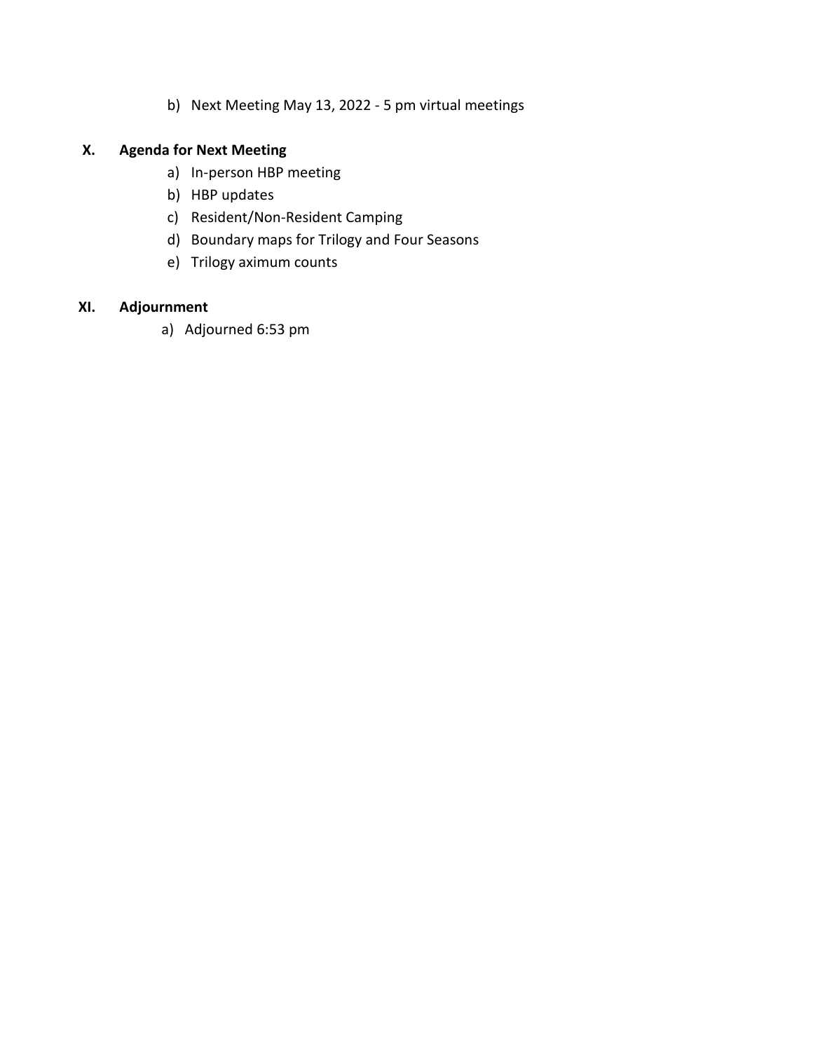b) Next Meeting May 13, 2022 - 5 pm virtual meetings

## X. Agenda for Next Meeting

a) In-person HBP meeting
b) HBP updates
c) Resident/Non-Resident Camping
d) Boundary maps for Trilogy and Four Seasons
e) Trilogy aximum counts

## XI. Adjournment

a) Adjourned 6:53 pm